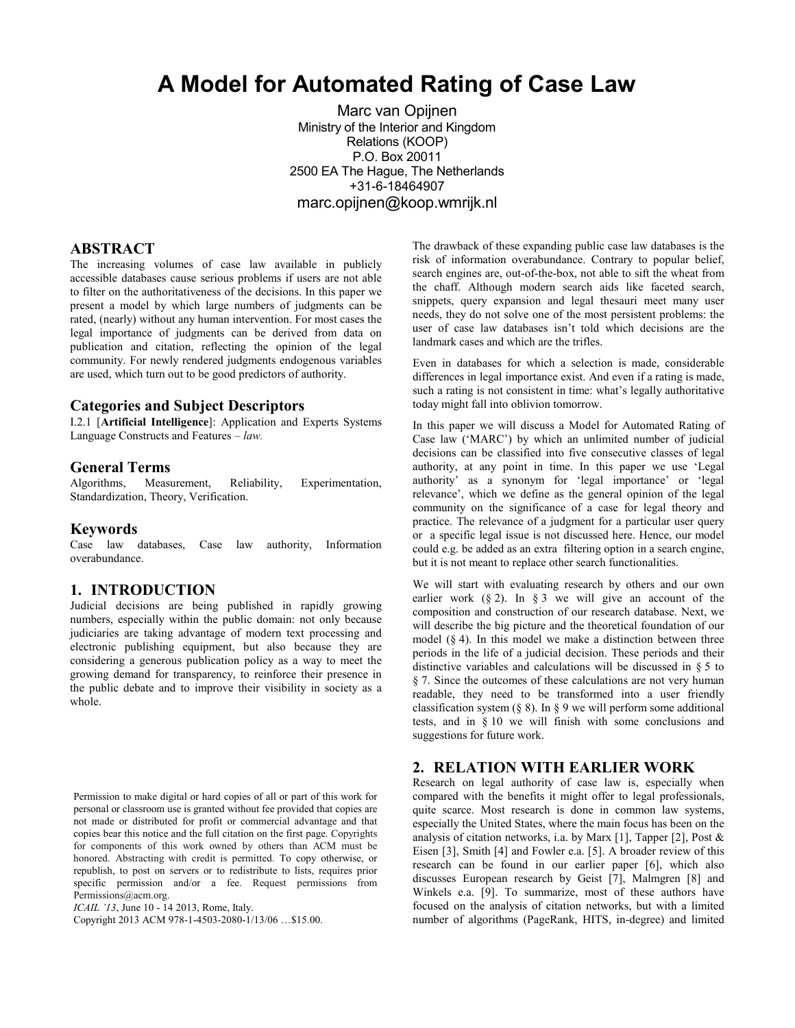# A Model for Automated Rating of Case Law

Marc van Opijnen
Ministry of the Interior and Kingdom Relations (KOOP)
P.O. Box 20011
2500 EA The Hague, The Netherlands
+31-6-18464907
marc.opijnen@koop.wmrijk.nl

## ABSTRACT

The increasing volumes of case law available in publicly accessible databases cause serious problems if users are not able to filter on the authoritativeness of the decisions. In this paper we present a model by which large numbers of judgments can be rated, (nearly) without any human intervention. For most cases the legal importance of judgments can be derived from data on publication and citation, reflecting the opinion of the legal community. For newly rendered judgments endogenous variables are used, which turn out to be good predictors of authority.

### Categories and Subject Descriptors

I.2.1 [**Artificial Intelligence**]: Application and Experts Systems Language Constructs and Features – *law.*

### General Terms

Algorithms, Measurement, Reliability, Experimentation, Standardization, Theory, Verification.

### Keywords

Case law databases, Case law authority, Information overabundance.

## 1. INTRODUCTION

Judicial decisions are being published in rapidly growing numbers, especially within the public domain: not only because judiciaries are taking advantage of modern text processing and electronic publishing equipment, but also because they are considering a generous publication policy as a way to meet the growing demand for transparency, to reinforce their presence in the public debate and to improve their visibility in society as a whole.

The drawback of these expanding public case law databases is the risk of information overabundance. Contrary to popular belief, search engines are, out-of-the-box, not able to sift the wheat from the chaff. Although modern search aids like faceted search, snippets, query expansion and legal thesauri meet many user needs, they do not solve one of the most persistent problems: the user of case law databases isn't told which decisions are the landmark cases and which are the trifles.

Even in databases for which a selection is made, considerable differences in legal importance exist. And even if a rating is made, such a rating is not consistent in time: what's legally authoritative today might fall into oblivion tomorrow.

In this paper we will discuss a Model for Automated Rating of Case law ('MARC') by which an unlimited number of judicial decisions can be classified into five consecutive classes of legal authority, at any point in time. In this paper we use 'Legal authority' as a synonym for 'legal importance' or 'legal relevance', which we define as the general opinion of the legal community on the significance of a case for legal theory and practice. The relevance of a judgment for a particular user query or a specific legal issue is not discussed here. Hence, our model could e.g. be added as an extra filtering option in a search engine, but it is not meant to replace other search functionalities.

We will start with evaluating research by others and our own earlier work (§ 2). In § 3 we will give an account of the composition and construction of our research database. Next, we will describe the big picture and the theoretical foundation of our model (§ 4). In this model we make a distinction between three periods in the life of a judicial decision. These periods and their distinctive variables and calculations will be discussed in § 5 to § 7. Since the outcomes of these calculations are not very human readable, they need to be transformed into a user friendly classification system (§ 8). In § 9 we will perform some additional tests, and in § 10 we will finish with some conclusions and suggestions for future work.

## 2. RELATION WITH EARLIER WORK

Research on legal authority of case law is, especially when compared with the benefits it might offer to legal professionals, quite scarce. Most research is done in common law systems, especially the United States, where the main focus has been on the analysis of citation networks, i.a. by Marx [1], Tapper [2], Post & Eisen [3], Smith [4] and Fowler e.a. [5]. A broader review of this research can be found in our earlier paper [6], which also discusses European research by Geist [7], Malmgren [8] and Winkels e.a. [9]. To summarize, most of these authors have focused on the analysis of citation networks, but with a limited number of algorithms (PageRank, HITS, in-degree) and limited

Permission to make digital or hard copies of all or part of this work for personal or classroom use is granted without fee provided that copies are not made or distributed for profit or commercial advantage and that copies bear this notice and the full citation on the first page. Copyrights for components of this work owned by others than ACM must be honored. Abstracting with credit is permitted. To copy otherwise, or republish, to post on servers or to redistribute to lists, requires prior specific permission and/or a fee. Request permissions from Permissions@acm.org.
*ICAIL '13*, June 10 - 14 2013, Rome, Italy.
Copyright 2013 ACM 978-1-4503-2080-1/13/06 …$15.00.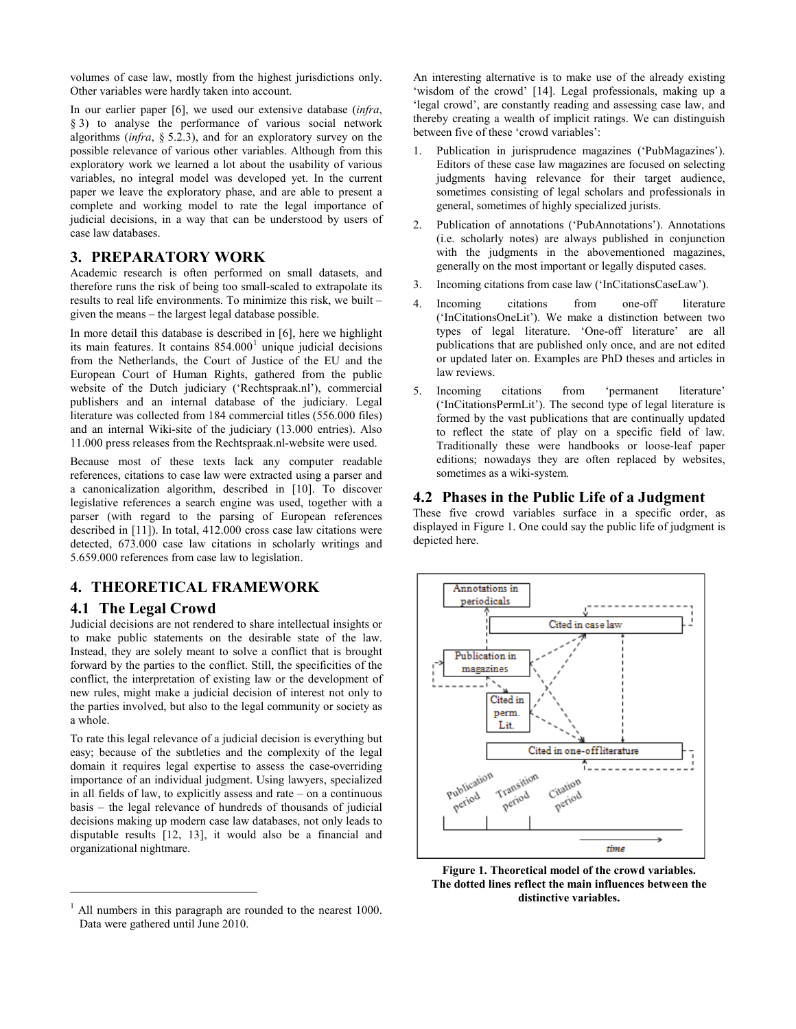volumes of case law, mostly from the highest jurisdictions only. Other variables were hardly taken into account.

In our earlier paper [6], we used our extensive database (*infra*, § 3) to analyse the performance of various social network algorithms (*infra*, § 5.2.3), and for an exploratory survey on the possible relevance of various other variables. Although from this exploratory work we learned a lot about the usability of various variables, no integral model was developed yet. In the current paper we leave the exploratory phase, and are able to present a complete and working model to rate the legal importance of judicial decisions, in a way that can be understood by users of case law databases.

## 3. PREPARATORY WORK

Academic research is often performed on small datasets, and therefore runs the risk of being too small-scaled to extrapolate its results to real life environments. To minimize this risk, we built – given the means – the largest legal database possible.

In more detail this database is described in [6], here we highlight its main features. It contains 854.000[1] unique judicial decisions from the Netherlands, the Court of Justice of the EU and the European Court of Human Rights, gathered from the public website of the Dutch judiciary ('Rechtspraak.nl'), commercial publishers and an internal database of the judiciary. Legal literature was collected from 184 commercial titles (556.000 files) and an internal Wiki-site of the judiciary (13.000 entries). Also 11.000 press releases from the Rechtspraak.nl-website were used.

Because most of these texts lack any computer readable references, citations to case law were extracted using a parser and a canonicalization algorithm, described in [10]. To discover legislative references a search engine was used, together with a parser (with regard to the parsing of European references described in [11]). In total, 412.000 cross case law citations were detected, 673.000 case law citations in scholarly writings and 5.659.000 references from case law to legislation.

## 4. THEORETICAL FRAMEWORK

### 4.1 The Legal Crowd

Judicial decisions are not rendered to share intellectual insights or to make public statements on the desirable state of the law. Instead, they are solely meant to solve a conflict that is brought forward by the parties to the conflict. Still, the specificities of the conflict, the interpretation of existing law or the development of new rules, might make a judicial decision of interest not only to the parties involved, but also to the legal community or society as a whole.

To rate this legal relevance of a judicial decision is everything but easy; because of the subtleties and the complexity of the legal domain it requires legal expertise to assess the case-overriding importance of an individual judgment. Using lawyers, specialized in all fields of law, to explicitly assess and rate – on a continuous basis – the legal relevance of hundreds of thousands of judicial decisions making up modern case law databases, not only leads to disputable results [12, 13], it would also be a financial and organizational nightmare.

An interesting alternative is to make use of the already existing 'wisdom of the crowd' [14]. Legal professionals, making up a 'legal crowd', are constantly reading and assessing case law, and thereby creating a wealth of implicit ratings. We can distinguish between five of these 'crowd variables':

1. Publication in jurisprudence magazines ('PubMagazines'). Editors of these case law magazines are focused on selecting judgments having relevance for their target audience, sometimes consisting of legal scholars and professionals in general, sometimes of highly specialized jurists.
2. Publication of annotations ('PubAnnotations'). Annotations (i.e. scholarly notes) are always published in conjunction with the judgments in the abovementioned magazines, generally on the most important or legally disputed cases.
3. Incoming citations from case law ('InCitationsCaseLaw').
4. Incoming citations from one-off literature ('InCitationsOneLit'). We make a distinction between two types of legal literature. 'One-off literature' are all publications that are published only once, and are not edited or updated later on. Examples are PhD theses and articles in law reviews.
5. Incoming citations from 'permanent literature' ('InCitationsPermLit'). The second type of legal literature is formed by the vast publications that are continually updated to reflect the state of play on a specific field of law. Traditionally these were handbooks or loose-leaf paper editions; nowadays they are often replaced by websites, sometimes as a wiki-system.

### 4.2 Phases in the Public Life of a Judgment

These five crowd variables surface in a specific order, as displayed in Figure 1. One could say the public life of judgment is depicted here.

**Figure 1. Theoretical model of the crowd variables. The dotted lines reflect the main influences between the distinctive variables.**

[1] All numbers in this paragraph are rounded to the nearest 1000. Data were gathered until June 2010.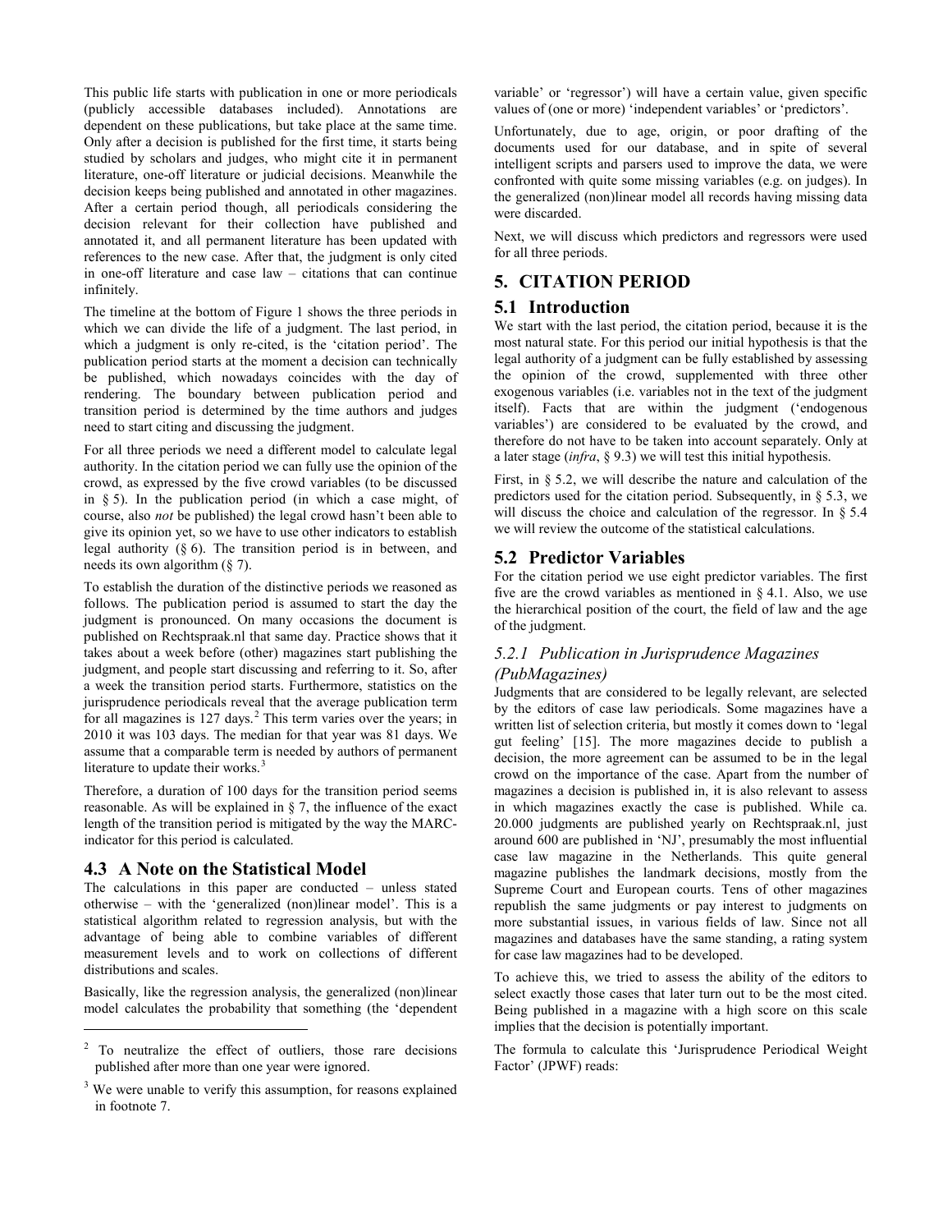This public life starts with publication in one or more periodicals (publicly accessible databases included). Annotations are dependent on these publications, but take place at the same time. Only after a decision is published for the first time, it starts being studied by scholars and judges, who might cite it in permanent literature, one-off literature or judicial decisions. Meanwhile the decision keeps being published and annotated in other magazines. After a certain period though, all periodicals considering the decision relevant for their collection have published and annotated it, and all permanent literature has been updated with references to the new case. After that, the judgment is only cited in one-off literature and case law – citations that can continue infinitely.

The timeline at the bottom of Figure 1 shows the three periods in which we can divide the life of a judgment. The last period, in which a judgment is only re-cited, is the 'citation period'. The publication period starts at the moment a decision can technically be published, which nowadays coincides with the day of rendering. The boundary between publication period and transition period is determined by the time authors and judges need to start citing and discussing the judgment.

For all three periods we need a different model to calculate legal authority. In the citation period we can fully use the opinion of the crowd, as expressed by the five crowd variables (to be discussed in § 5). In the publication period (in which a case might, of course, also *not* be published) the legal crowd hasn't been able to give its opinion yet, so we have to use other indicators to establish legal authority (§ 6). The transition period is in between, and needs its own algorithm (§ 7).

To establish the duration of the distinctive periods we reasoned as follows. The publication period is assumed to start the day the judgment is pronounced. On many occasions the document is published on Rechtspraak.nl that same day. Practice shows that it takes about a week before (other) magazines start publishing the judgment, and people start discussing and referring to it. So, after a week the transition period starts. Furthermore, statistics on the jurisprudence periodicals reveal that the average publication term for all magazines is 127 days.[2] This term varies over the years; in 2010 it was 103 days. The median for that year was 81 days. We assume that a comparable term is needed by authors of permanent literature to update their works.[3]

Therefore, a duration of 100 days for the transition period seems reasonable. As will be explained in § 7, the influence of the exact length of the transition period is mitigated by the way the MARC-indicator for this period is calculated.

## 4.3 A Note on the Statistical Model

The calculations in this paper are conducted – unless stated otherwise – with the 'generalized (non)linear model'. This is a statistical algorithm related to regression analysis, but with the advantage of being able to combine variables of different measurement levels and to work on collections of different distributions and scales.

Basically, like the regression analysis, the generalized (non)linear model calculates the probability that something (the 'dependent variable' or 'regressor') will have a certain value, given specific values of (one or more) 'independent variables' or 'predictors'.

Unfortunately, due to age, origin, or poor drafting of the documents used for our database, and in spite of several intelligent scripts and parsers used to improve the data, we were confronted with quite some missing variables (e.g. on judges). In the generalized (non)linear model all records having missing data were discarded.

Next, we will discuss which predictors and regressors were used for all three periods.

# 5. CITATION PERIOD

## 5.1 Introduction

We start with the last period, the citation period, because it is the most natural state. For this period our initial hypothesis is that the legal authority of a judgment can be fully established by assessing the opinion of the crowd, supplemented with three other exogenous variables (i.e. variables not in the text of the judgment itself). Facts that are within the judgment ('endogenous variables') are considered to be evaluated by the crowd, and therefore do not have to be taken into account separately. Only at a later stage (*infra*, § 9.3) we will test this initial hypothesis.

First, in § 5.2, we will describe the nature and calculation of the predictors used for the citation period. Subsequently, in § 5.3, we will discuss the choice and calculation of the regressor. In § 5.4 we will review the outcome of the statistical calculations.

## 5.2 Predictor Variables

For the citation period we use eight predictor variables. The first five are the crowd variables as mentioned in § 4.1. Also, we use the hierarchical position of the court, the field of law and the age of the judgment.

### *5.2.1 Publication in Jurisprudence Magazines (PubMagazines)*

Judgments that are considered to be legally relevant, are selected by the editors of case law periodicals. Some magazines have a written list of selection criteria, but mostly it comes down to 'legal gut feeling' [15]. The more magazines decide to publish a decision, the more agreement can be assumed to be in the legal crowd on the importance of the case. Apart from the number of magazines a decision is published in, it is also relevant to assess in which magazines exactly the case is published. While ca. 20.000 judgments are published yearly on Rechtspraak.nl, just around 600 are published in 'NJ', presumably the most influential case law magazine in the Netherlands. This quite general magazine publishes the landmark decisions, mostly from the Supreme Court and European courts. Tens of other magazines republish the same judgments or pay interest to judgments on more substantial issues, in various fields of law. Since not all magazines and databases have the same standing, a rating system for case law magazines had to be developed.

To achieve this, we tried to assess the ability of the editors to select exactly those cases that later turn out to be the most cited. Being published in a magazine with a high score on this scale implies that the decision is potentially important.

The formula to calculate this 'Jurisprudence Periodical Weight Factor' (JPWF) reads:

---

[2] To neutralize the effect of outliers, those rare decisions published after more than one year were ignored.

[3] We were unable to verify this assumption, for reasons explained in footnote 7.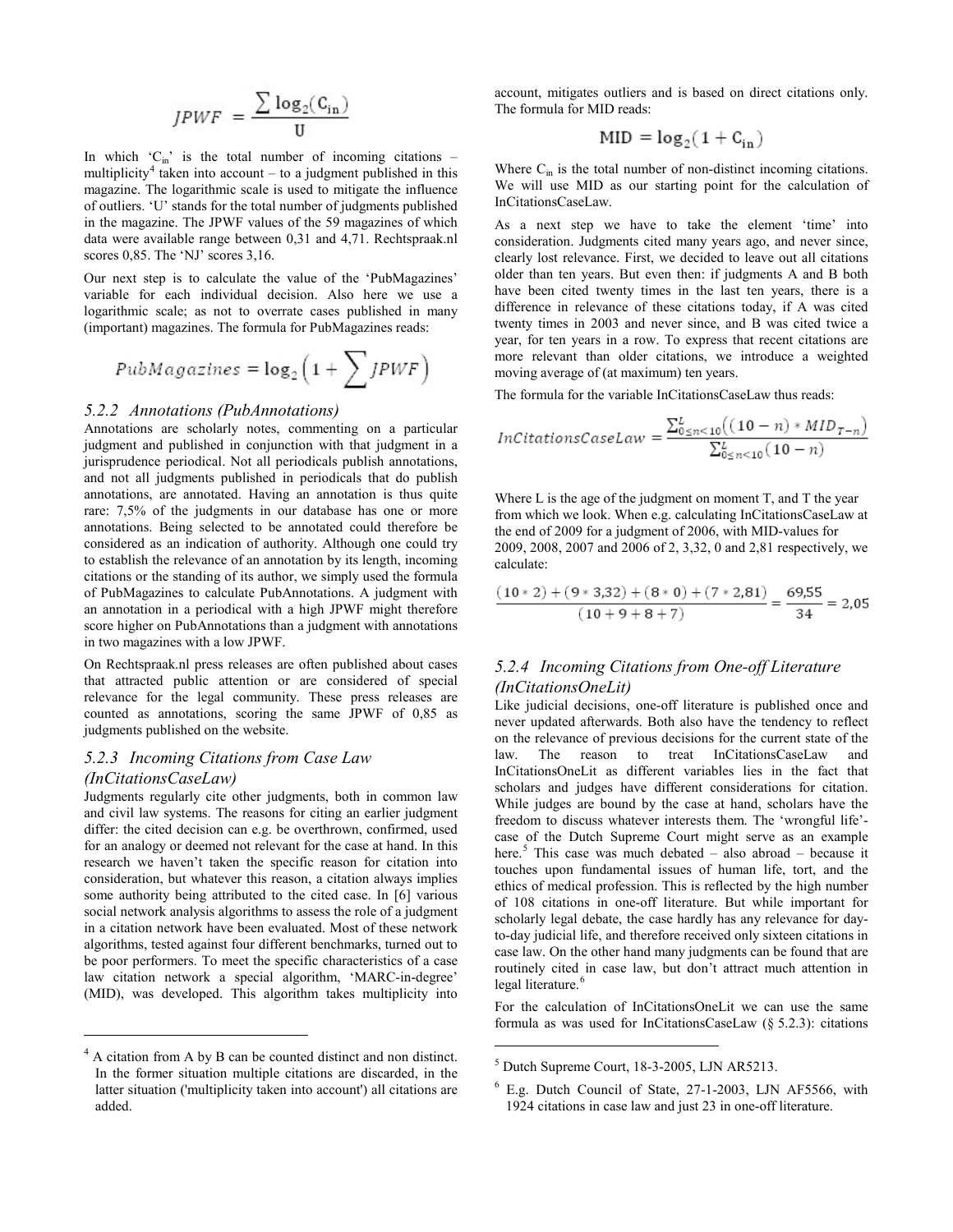$$JPWF = \frac{\sum \log_2(C_{in})}{U}$$

In which '$C_{in}$' is the total number of incoming citations – multiplicity[4] taken into account – to a judgment published in this magazine. The logarithmic scale is used to mitigate the influence of outliers. 'U' stands for the total number of judgments published in the magazine. The JPWF values of the 59 magazines of which data were available range between 0,31 and 4,71. Rechtspraak.nl scores 0,85. The 'NJ' scores 3,16.

Our next step is to calculate the value of the 'PubMagazines' variable for each individual decision. Also here we use a logarithmic scale; as not to overrate cases published in many (important) magazines. The formula for PubMagazines reads:

$$PubMagazines = \log_2\left(1 + \sum JPWF\right)$$

### *5.2.2 Annotations (PubAnnotations)*

Annotations are scholarly notes, commenting on a particular judgment and published in conjunction with that judgment in a jurisprudence periodical. Not all periodicals publish annotations, and not all judgments published in periodicals that do publish annotations, are annotated. Having an annotation is thus quite rare: 7,5% of the judgments in our database has one or more annotations. Being selected to be annotated could therefore be considered as an indication of authority. Although one could try to establish the relevance of an annotation by its length, incoming citations or the standing of its author, we simply used the formula of PubMagazines to calculate PubAnnotations. A judgment with an annotation in a periodical with a high JPWF might therefore score higher on PubAnnotations than a judgment with annotations in two magazines with a low JPWF.

On Rechtspraak.nl press releases are often published about cases that attracted public attention or are considered of special relevance for the legal community. These press releases are counted as annotations, scoring the same JPWF of 0,85 as judgments published on the website.

### *5.2.3 Incoming Citations from Case Law (InCitationsCaseLaw)*

Judgments regularly cite other judgments, both in common law and civil law systems. The reasons for citing an earlier judgment differ: the cited decision can e.g. be overthrown, confirmed, used for an analogy or deemed not relevant for the case at hand. In this research we haven't taken the specific reason for citation into consideration, but whatever this reason, a citation always implies some authority being attributed to the cited case. In [6] various social network analysis algorithms to assess the role of a judgment in a citation network have been evaluated. Most of these network algorithms, tested against four different benchmarks, turned out to be poor performers. To meet the specific characteristics of a case law citation network a special algorithm, 'MARC-in-degree' (MID), was developed. This algorithm takes multiplicity into account, mitigates outliers and is based on direct citations only. The formula for MID reads:

$$MID = \log_2(1 + C_{in})$$

Where $C_{in}$ is the total number of non-distinct incoming citations. We will use MID as our starting point for the calculation of InCitationsCaseLaw.

As a next step we have to take the element 'time' into consideration. Judgments cited many years ago, and never since, clearly lost relevance. First, we decided to leave out all citations older than ten years. But even then: if judgments A and B both have been cited twenty times in the last ten years, there is a difference in relevance of these citations today, if A was cited twenty times in 2003 and never since, and B was cited twice a year, for ten years in a row. To express that recent citations are more relevant than older citations, we introduce a weighted moving average of (at maximum) ten years.

The formula for the variable InCitationsCaseLaw thus reads:

$$InCitationsCaseLaw = \frac{\sum_{0\leq n<10}^{L}\left((10-n) * MID_{T-n}\right)}{\sum_{0\leq n<10}^{L}(10-n)}$$

Where L is the age of the judgment on moment T, and T the year from which we look. When e.g. calculating InCitationsCaseLaw at the end of 2009 for a judgment of 2006, with MID-values for 2009, 2008, 2007 and 2006 of 2, 3,32, 0 and 2,81 respectively, we calculate:

$$\frac{(10*2)+(9*3{,}32)+(8*0)+(7*2{,}81)}{(10+9+8+7)} = \frac{69{,}55}{34} = 2{,}05$$

### *5.2.4 Incoming Citations from One-off Literature (InCitationsOneLit)*

Like judicial decisions, one-off literature is published once and never updated afterwards. Both also have the tendency to reflect on the relevance of previous decisions for the current state of the law. The reason to treat InCitationsCaseLaw and InCitationsOneLit as different variables lies in the fact that scholars and judges have different considerations for citation. While judges are bound by the case at hand, scholars have the freedom to discuss whatever interests them. The 'wrongful life'-case of the Dutch Supreme Court might serve as an example here.[5] This case was much debated – also abroad – because it touches upon fundamental issues of human life, tort, and the ethics of medical profession. This is reflected by the high number of 108 citations in one-off literature. But while important for scholarly legal debate, the case hardly has any relevance for day-to-day judicial life, and therefore received only sixteen citations in case law. On the other hand many judgments can be found that are routinely cited in case law, but don't attract much attention in legal literature.[6]

For the calculation of InCitationsOneLit we can use the same formula as was used for InCitationsCaseLaw (§ 5.2.3): citations

---

[4] A citation from A by B can be counted distinct and non distinct. In the former situation multiple citations are discarded, in the latter situation ('multiplicity taken into account') all citations are added.

[5] Dutch Supreme Court, 18-3-2005, LJN AR5213.

[6] E.g. Dutch Council of State, 27-1-2003, LJN AF5566, with 1924 citations in case law and just 23 in one-off literature.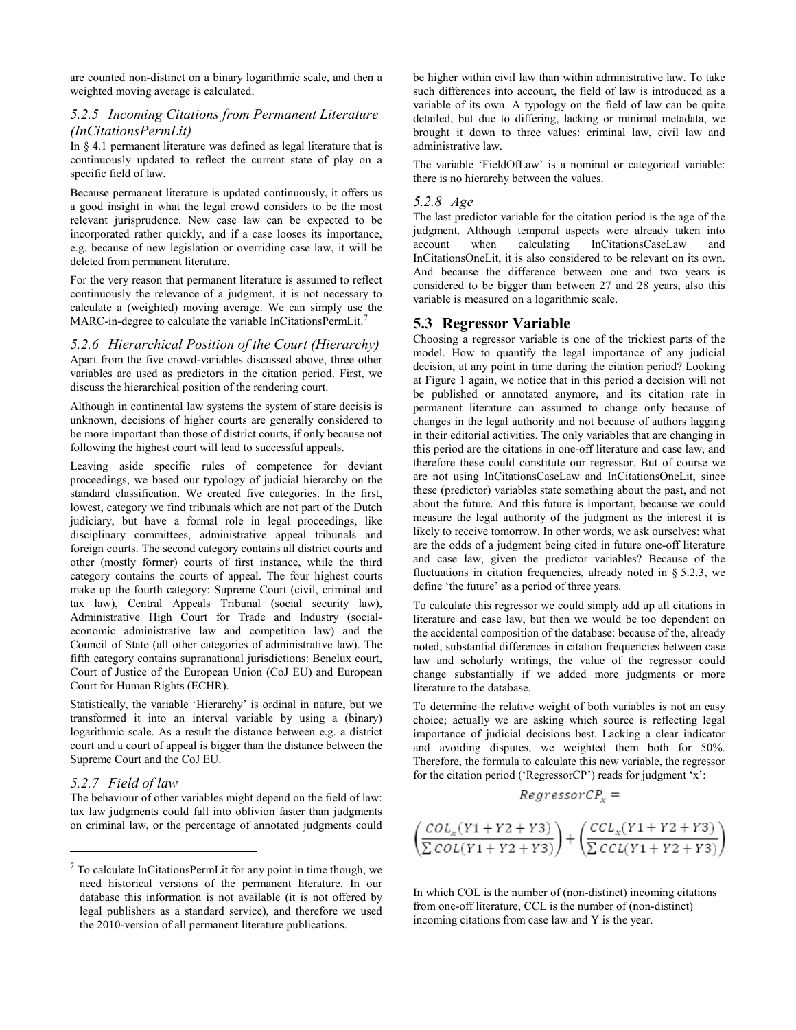are counted non-distinct on a binary logarithmic scale, and then a weighted moving average is calculated.

### *5.2.5 Incoming Citations from Permanent Literature (InCitationsPermLit)*

In § 4.1 permanent literature was defined as legal literature that is continuously updated to reflect the current state of play on a specific field of law.

Because permanent literature is updated continuously, it offers us a good insight in what the legal crowd considers to be the most relevant jurisprudence. New case law can be expected to be incorporated rather quickly, and if a case looses its importance, e.g. because of new legislation or overriding case law, it will be deleted from permanent literature.

For the very reason that permanent literature is assumed to reflect continuously the relevance of a judgment, it is not necessary to calculate a (weighted) moving average. We can simply use the MARC-in-degree to calculate the variable InCitationsPermLit.[7]

### *5.2.6 Hierarchical Position of the Court (Hierarchy)*

Apart from the five crowd-variables discussed above, three other variables are used as predictors in the citation period. First, we discuss the hierarchical position of the rendering court.

Although in continental law systems the system of stare decisis is unknown, decisions of higher courts are generally considered to be more important than those of district courts, if only because not following the highest court will lead to successful appeals.

Leaving aside specific rules of competence for deviant proceedings, we based our typology of judicial hierarchy on the standard classification. We created five categories. In the first, lowest, category we find tribunals which are not part of the Dutch judiciary, but have a formal role in legal proceedings, like disciplinary committees, administrative appeal tribunals and foreign courts. The second category contains all district courts and other (mostly former) courts of first instance, while the third category contains the courts of appeal. The four highest courts make up the fourth category: Supreme Court (civil, criminal and tax law), Central Appeals Tribunal (social security law), Administrative High Court for Trade and Industry (social-economic administrative law and competition law) and the Council of State (all other categories of administrative law). The fifth category contains supranational jurisdictions: Benelux court, Court of Justice of the European Union (CoJ EU) and European Court for Human Rights (ECHR).

Statistically, the variable 'Hierarchy' is ordinal in nature, but we transformed it into an interval variable by using a (binary) logarithmic scale. As a result the distance between e.g. a district court and a court of appeal is bigger than the distance between the Supreme Court and the CoJ EU.

### *5.2.7 Field of law*

The behaviour of other variables might depend on the field of law: tax law judgments could fall into oblivion faster than judgments on criminal law, or the percentage of annotated judgments could be higher within civil law than within administrative law. To take such differences into account, the field of law is introduced as a variable of its own. A typology on the field of law can be quite detailed, but due to differing, lacking or minimal metadata, we brought it down to three values: criminal law, civil law and administrative law.

The variable 'FieldOfLaw' is a nominal or categorical variable: there is no hierarchy between the values.

### *5.2.8 Age*

The last predictor variable for the citation period is the age of the judgment. Although temporal aspects were already taken into account when calculating InCitationsCaseLaw and InCitationsOneLit, it is also considered to be relevant on its own. And because the difference between one and two years is considered to be bigger than between 27 and 28 years, also this variable is measured on a logarithmic scale.

## 5.3 Regressor Variable

Choosing a regressor variable is one of the trickiest parts of the model. How to quantify the legal importance of any judicial decision, at any point in time during the citation period? Looking at Figure 1 again, we notice that in this period a decision will not be published or annotated anymore, and its citation rate in permanent literature can assumed to change only because of changes in the legal authority and not because of authors lagging in their editorial activities. The only variables that are changing in this period are the citations in one-off literature and case law, and therefore these could constitute our regressor. But of course we are not using InCitationsCaseLaw and InCitationsOneLit, since these (predictor) variables state something about the past, and not about the future. And this future is important, because we could measure the legal authority of the judgment as the interest it is likely to receive tomorrow. In other words, we ask ourselves: what are the odds of a judgment being cited in future one-off literature and case law, given the predictor variables? Because of the fluctuations in citation frequencies, already noted in § 5.2.3, we define 'the future' as a period of three years.

To calculate this regressor we could simply add up all citations in literature and case law, but then we would be too dependent on the accidental composition of the database: because of the, already noted, substantial differences in citation frequencies between case law and scholarly writings, the value of the regressor could change substantially if we added more judgments or more literature to the database.

To determine the relative weight of both variables is not an easy choice; actually we are asking which source is reflecting legal importance of judicial decisions best. Lacking a clear indicator and avoiding disputes, we weighted them both for 50%. Therefore, the formula to calculate this new variable, the regressor for the citation period ('RegressorCP') reads for judgment 'x':

$$RegressorCP_x = \left(\frac{COL_x(Y1+Y2+Y3)}{\sum COL(Y1+Y2+Y3)}\right) + \left(\frac{CCL_x(Y1+Y2+Y3)}{\sum CCL(Y1+Y2+Y3)}\right)$$

In which COL is the number of (non-distinct) incoming citations from one-off literature, CCL is the number of (non-distinct) incoming citations from case law and Y is the year.

---

[7] To calculate InCitationsPermLit for any point in time though, we need historical versions of the permanent literature. In our database this information is not available (it is not offered by legal publishers as a standard service), and therefore we used the 2010-version of all permanent literature publications.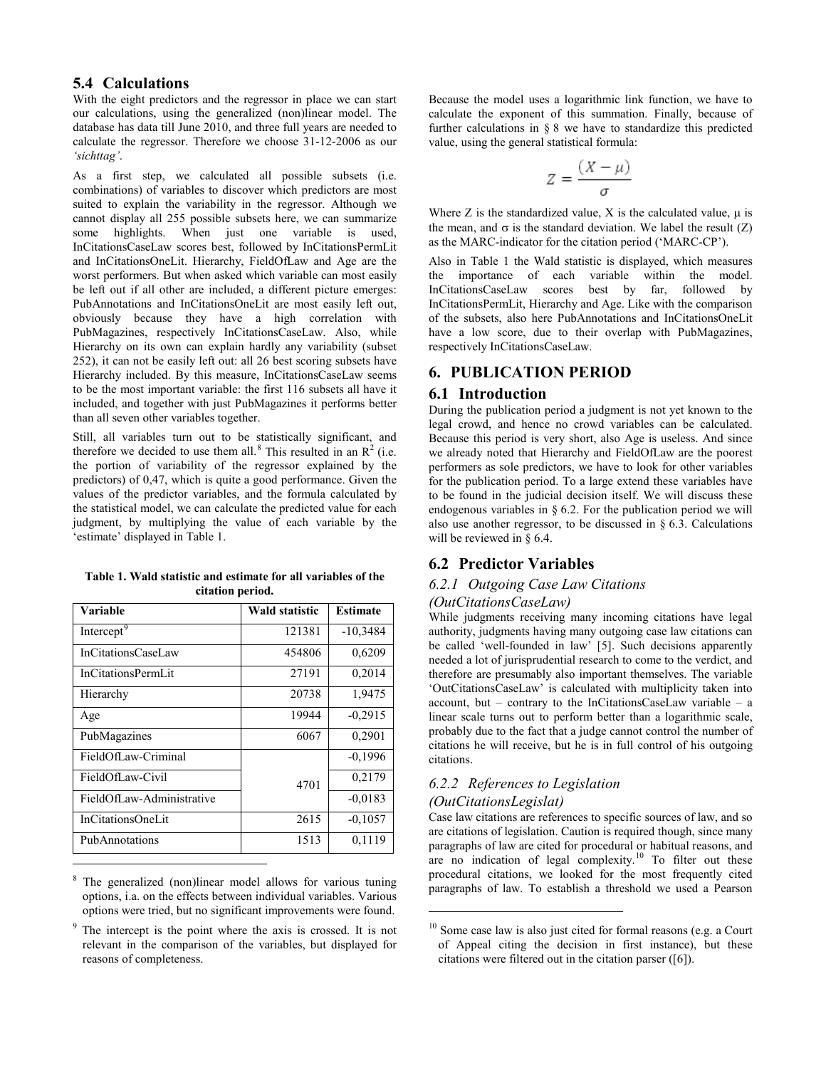## 5.4 Calculations

With the eight predictors and the regressor in place we can start our calculations, using the generalized (non)linear model. The database has data till June 2010, and three full years are needed to calculate the regressor. Therefore we choose 31-12-2006 as our *'sichttag'*.

As a first step, we calculated all possible subsets (i.e. combinations) of variables to discover which predictors are most suited to explain the variability in the regressor. Although we cannot display all 255 possible subsets here, we can summarize some highlights. When just one variable is used, InCitationsCaseLaw scores best, followed by InCitationsPermLit and InCitationsOneLit. Hierarchy, FieldOfLaw and Age are the worst performers. But when asked which variable can most easily be left out if all other are included, a different picture emerges: PubAnnotations and InCitationsOneLit are most easily left out, obviously because they have a high correlation with PubMagazines, respectively InCitationsCaseLaw. Also, while Hierarchy on its own can explain hardly any variability (subset 252), it can not be easily left out: all 26 best scoring subsets have Hierarchy included. By this measure, InCitationsCaseLaw seems to be the most important variable: the first 116 subsets all have it included, and together with just PubMagazines it performs better than all seven other variables together.

Still, all variables turn out to be statistically significant, and therefore we decided to use them all.[8] This resulted in an $R^2$ (i.e. the portion of variability of the regressor explained by the predictors) of 0,47, which is quite a good performance. Given the values of the predictor variables, and the formula calculated by the statistical model, we can calculate the predicted value for each judgment, by multiplying the value of each variable by the 'estimate' displayed in Table 1.

**Table 1. Wald statistic and estimate for all variables of the citation period.**

| Variable | Wald statistic | Estimate |
|---|---|---|
| Intercept[9] | 121381 | -10,3484 |
| InCitationsCaseLaw | 454806 | 0,6209 |
| InCitationsPermLit | 27191 | 0,2014 |
| Hierarchy | 20738 | 1,9475 |
| Age | 19944 | -0,2915 |
| PubMagazines | 6067 | 0,2901 |
| FieldOfLaw-Criminal | 4701 | -0,1996 |
| FieldOfLaw-Civil | | 0,2179 |
| FieldOfLaw-Administrative | | -0,0183 |
| InCitationsOneLit | 2615 | -0,1057 |
| PubAnnotations | 1513 | 0,1119 |

[8] The generalized (non)linear model allows for various tuning options, i.a. on the effects between individual variables. Various options were tried, but no significant improvements were found.

[9] The intercept is the point where the axis is crossed. It is not relevant in the comparison of the variables, but displayed for reasons of completeness.

Because the model uses a logarithmic link function, we have to calculate the exponent of this summation. Finally, because of further calculations in § 8 we have to standardize this predicted value, using the general statistical formula:

$$Z = \frac{(X - \mu)}{\sigma}$$

Where Z is the standardized value, X is the calculated value, μ is the mean, and σ is the standard deviation. We label the result (Z) as the MARC-indicator for the citation period ('MARC-CP').

Also in Table 1 the Wald statistic is displayed, which measures the importance of each variable within the model. InCitationsCaseLaw scores best by far, followed by InCitationsPermLit, Hierarchy and Age. Like with the comparison of the subsets, also here PubAnnotations and InCitationsOneLit have a low score, due to their overlap with PubMagazines, respectively InCitationsCaseLaw.

# 6. PUBLICATION PERIOD

## 6.1 Introduction

During the publication period a judgment is not yet known to the legal crowd, and hence no crowd variables can be calculated. Because this period is very short, also Age is useless. And since we already noted that Hierarchy and FieldOfLaw are the poorest performers as sole predictors, we have to look for other variables for the publication period. To a large extend these variables have to be found in the judicial decision itself. We will discuss these endogenous variables in § 6.2. For the publication period we will also use another regressor, to be discussed in § 6.3. Calculations will be reviewed in § 6.4.

## 6.2 Predictor Variables

### *6.2.1 Outgoing Case Law Citations (OutCitationsCaseLaw)*

While judgments receiving many incoming citations have legal authority, judgments having many outgoing case law citations can be called 'well-founded in law' [5]. Such decisions apparently needed a lot of jurisprudential research to come to the verdict, and therefore are presumably also important themselves. The variable 'OutCitationsCaseLaw' is calculated with multiplicity taken into account, but – contrary to the InCitationsCaseLaw variable – a linear scale turns out to perform better than a logarithmic scale, probably due to the fact that a judge cannot control the number of citations he will receive, but he is in full control of his outgoing citations.

### *6.2.2 References to Legislation (OutCitationsLegislat)*

Case law citations are references to specific sources of law, and so are citations of legislation. Caution is required though, since many paragraphs of law are cited for procedural or habitual reasons, and are no indication of legal complexity.[10] To filter out these procedural citations, we looked for the most frequently cited paragraphs of law. To establish a threshold we used a Pearson

[10] Some case law is also just cited for formal reasons (e.g. a Court of Appeal citing the decision in first instance), but these citations were filtered out in the citation parser ([6]).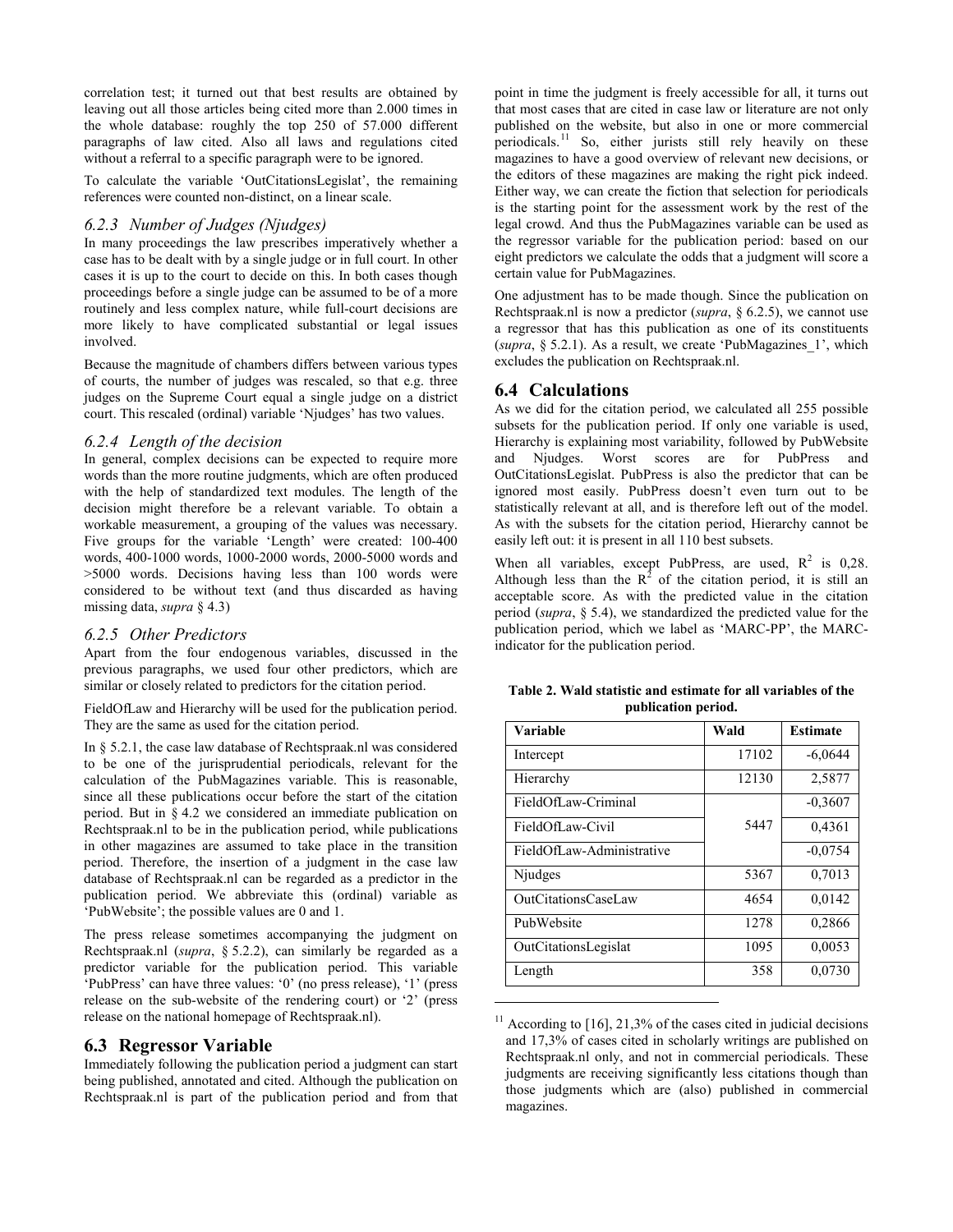correlation test; it turned out that best results are obtained by leaving out all those articles being cited more than 2.000 times in the whole database: roughly the top 250 of 57.000 different paragraphs of law cited. Also all laws and regulations cited without a referral to a specific paragraph were to be ignored.

To calculate the variable 'OutCitationsLegislat', the remaining references were counted non-distinct, on a linear scale.

### *6.2.3 Number of Judges (Njudges)*

In many proceedings the law prescribes imperatively whether a case has to be dealt with by a single judge or in full court. In other cases it is up to the court to decide on this. In both cases though proceedings before a single judge can be assumed to be of a more routinely and less complex nature, while full-court decisions are more likely to have complicated substantial or legal issues involved.

Because the magnitude of chambers differs between various types of courts, the number of judges was rescaled, so that e.g. three judges on the Supreme Court equal a single judge on a district court. This rescaled (ordinal) variable 'Njudges' has two values.

### *6.2.4 Length of the decision*

In general, complex decisions can be expected to require more words than the more routine judgments, which are often produced with the help of standardized text modules. The length of the decision might therefore be a relevant variable. To obtain a workable measurement, a grouping of the values was necessary. Five groups for the variable 'Length' were created: 100-400 words, 400-1000 words, 1000-2000 words, 2000-5000 words and >5000 words. Decisions having less than 100 words were considered to be without text (and thus discarded as having missing data, *supra* § 4.3)

### *6.2.5 Other Predictors*

Apart from the four endogenous variables, discussed in the previous paragraphs, we used four other predictors, which are similar or closely related to predictors for the citation period.

FieldOfLaw and Hierarchy will be used for the publication period. They are the same as used for the citation period.

In § 5.2.1, the case law database of Rechtspraak.nl was considered to be one of the jurisprudential periodicals, relevant for the calculation of the PubMagazines variable. This is reasonable, since all these publications occur before the start of the citation period. But in § 4.2 we considered an immediate publication on Rechtspraak.nl to be in the publication period, while publications in other magazines are assumed to take place in the transition period. Therefore, the insertion of a judgment in the case law database of Rechtspraak.nl can be regarded as a predictor in the publication period. We abbreviate this (ordinal) variable as 'PubWebsite'; the possible values are 0 and 1.

The press release sometimes accompanying the judgment on Rechtspraak.nl (*supra*, § 5.2.2), can similarly be regarded as a predictor variable for the publication period. This variable 'PubPress' can have three values: '0' (no press release), '1' (press release on the sub-website of the rendering court) or '2' (press release on the national homepage of Rechtspraak.nl).

## 6.3 Regressor Variable

Immediately following the publication period a judgment can start being published, annotated and cited. Although the publication on Rechtspraak.nl is part of the publication period and from that point in time the judgment is freely accessible for all, it turns out that most cases that are cited in case law or literature are not only published on the website, but also in one or more commercial periodicals.[11] So, either jurists still rely heavily on these magazines to have a good overview of relevant new decisions, or the editors of these magazines are making the right pick indeed. Either way, we can create the fiction that selection for periodicals is the starting point for the assessment work by the rest of the legal crowd. And thus the PubMagazines variable can be used as the regressor variable for the publication period: based on our eight predictors we calculate the odds that a judgment will score a certain value for PubMagazines.

One adjustment has to be made though. Since the publication on Rechtspraak.nl is now a predictor (*supra*, § 6.2.5), we cannot use a regressor that has this publication as one of its constituents (*supra*, § 5.2.1). As a result, we create 'PubMagazines_1', which excludes the publication on Rechtspraak.nl.

## 6.4 Calculations

As we did for the citation period, we calculated all 255 possible subsets for the publication period. If only one variable is used, Hierarchy is explaining most variability, followed by PubWebsite and Njudges. Worst scores are for PubPress and OutCitationsLegislat. PubPress is also the predictor that can be ignored most easily. PubPress doesn't even turn out to be statistically relevant at all, and is therefore left out of the model. As with the subsets for the citation period, Hierarchy cannot be easily left out: it is present in all 110 best subsets.

When all variables, except PubPress, are used, $R^2$ is 0,28. Although less than the $R^2$ of the citation period, it is still an acceptable score. As with the predicted value in the citation period (*supra*, § 5.4), we standardized the predicted value for the publication period, which we label as 'MARC-PP', the MARC-indicator for the publication period.

**Table 2. Wald statistic and estimate for all variables of the publication period.**

| Variable | Wald | Estimate |
|---|---|---|
| Intercept | 17102 | -6,0644 |
| Hierarchy | 12130 | 2,5877 |
| FieldOfLaw-Criminal | | -0,3607 |
| FieldOfLaw-Civil | 5447 | 0,4361 |
| FieldOfLaw-Administrative | | -0,0754 |
| Njudges | 5367 | 0,7013 |
| OutCitationsCaseLaw | 4654 | 0,0142 |
| PubWebsite | 1278 | 0,2866 |
| OutCitationsLegislat | 1095 | 0,0053 |
| Length | 358 | 0,0730 |

[11] According to [16], 21,3% of the cases cited in judicial decisions and 17,3% of cases cited in scholarly writings are published on Rechtspraak.nl only, and not in commercial periodicals. These judgments are receiving significantly less citations though than those judgments which are (also) published in commercial magazines.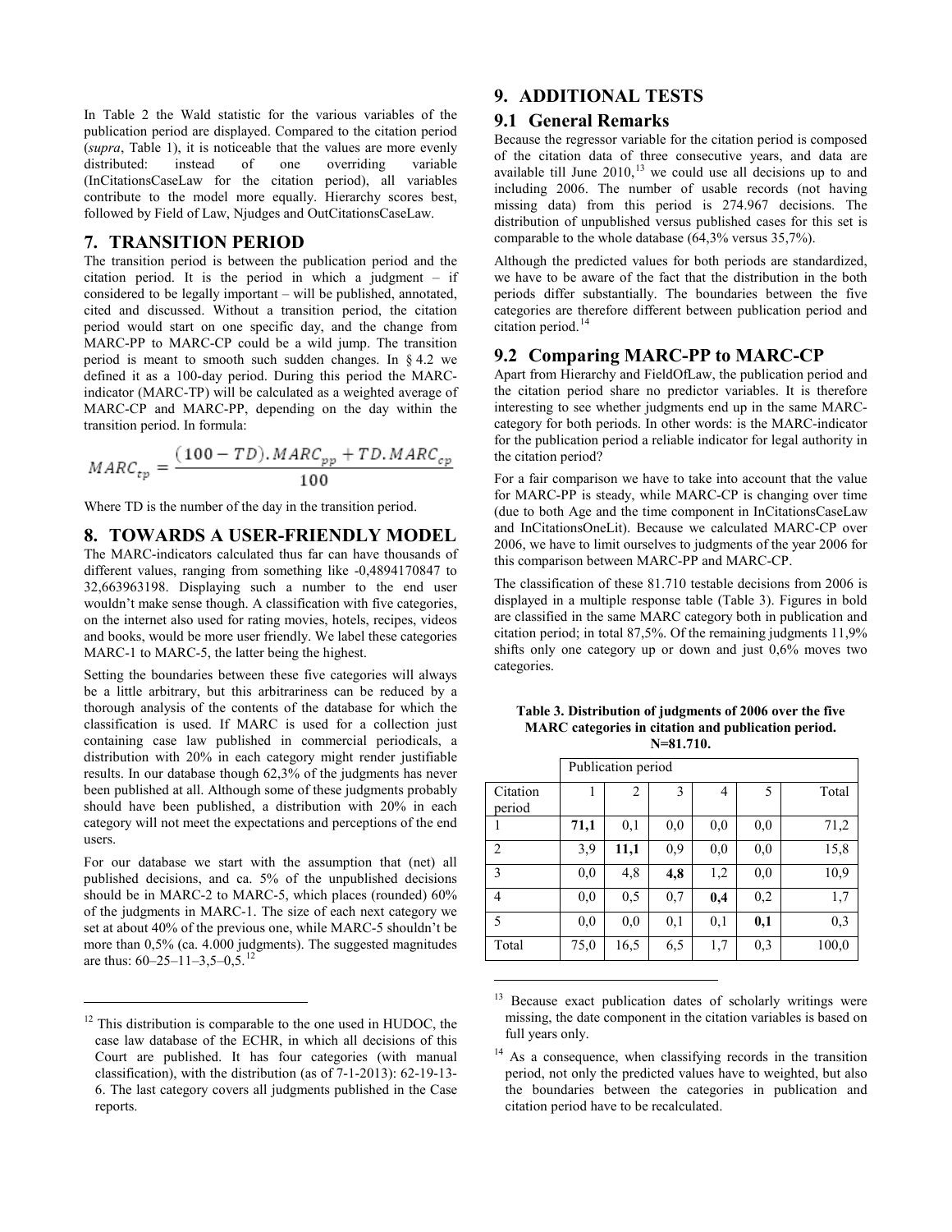In Table 2 the Wald statistic for the various variables of the publication period are displayed. Compared to the citation period (*supra*, Table 1), it is noticeable that the values are more evenly distributed: instead of one overriding variable (InCitationsCaseLaw for the citation period), all variables contribute to the model more equally. Hierarchy scores best, followed by Field of Law, Njudges and OutCitationsCaseLaw.

## 7. TRANSITION PERIOD

The transition period is between the publication period and the citation period. It is the period in which a judgment – if considered to be legally important – will be published, annotated, cited and discussed. Without a transition period, the citation period would start on one specific day, and the change from MARC-PP to MARC-CP could be a wild jump. The transition period is meant to smooth such sudden changes. In § 4.2 we defined it as a 100-day period. During this period the MARC-indicator (MARC-TP) will be calculated as a weighted average of MARC-CP and MARC-PP, depending on the day within the transition period. In formula:

$$MARC_{tp} = \frac{(100 - TD).MARC_{pp} + TD.MARC_{cp}}{100}$$

Where TD is the number of the day in the transition period.

## 8. TOWARDS A USER-FRIENDLY MODEL

The MARC-indicators calculated thus far can have thousands of different values, ranging from something like -0,4894170847 to 32,663963198. Displaying such a number to the end user wouldn't make sense though. A classification with five categories, on the internet also used for rating movies, hotels, recipes, videos and books, would be more user friendly. We label these categories MARC-1 to MARC-5, the latter being the highest.

Setting the boundaries between these five categories will always be a little arbitrary, but this arbitrariness can be reduced by a thorough analysis of the contents of the database for which the classification is used. If MARC is used for a collection just containing case law published in commercial periodicals, a distribution with 20% in each category might render justifiable results. In our database though 62,3% of the judgments has never been published at all. Although some of these judgments probably should have been published, a distribution with 20% in each category will not meet the expectations and perceptions of the end users.

For our database we start with the assumption that (net) all published decisions, and ca. 5% of the unpublished decisions should be in MARC-2 to MARC-5, which places (rounded) 60% of the judgments in MARC-1. The size of each next category we set at about 40% of the previous one, while MARC-5 shouldn't be more than 0,5% (ca. 4.000 judgments). The suggested magnitudes are thus: 60–25–11–3,5–0,5.[12]

[12] This distribution is comparable to the one used in HUDOC, the case law database of the ECHR, in which all decisions of this Court are published. It has four categories (with manual classification), with the distribution (as of 7-1-2013): 62-19-13-6. The last category covers all judgments published in the Case reports.

## 9. ADDITIONAL TESTS

### 9.1 General Remarks

Because the regressor variable for the citation period is composed of the citation data of three consecutive years, and data are available till June 2010,[13] we could use all decisions up to and including 2006. The number of usable records (not having missing data) from this period is 274.967 decisions. The distribution of unpublished versus published cases for this set is comparable to the whole database (64,3% versus 35,7%).

Although the predicted values for both periods are standardized, we have to be aware of the fact that the distribution in the both periods differ substantially. The boundaries between the five categories are therefore different between publication period and citation period.[14]

### 9.2 Comparing MARC-PP to MARC-CP

Apart from Hierarchy and FieldOfLaw, the publication period and the citation period share no predictor variables. It is therefore interesting to see whether judgments end up in the same MARC-category for both periods. In other words: is the MARC-indicator for the publication period a reliable indicator for legal authority in the citation period?

For a fair comparison we have to take into account that the value for MARC-PP is steady, while MARC-CP is changing over time (due to both Age and the time component in InCitationsCaseLaw and InCitationsOneLit). Because we calculated MARC-CP over 2006, we have to limit ourselves to judgments of the year 2006 for this comparison between MARC-PP and MARC-CP.

The classification of these 81.710 testable decisions from 2006 is displayed in a multiple response table (Table 3). Figures in bold are classified in the same MARC category both in publication and citation period; in total 87,5%. Of the remaining judgments 11,9% shifts only one category up or down and just 0,6% moves two categories.

**Table 3. Distribution of judgments of 2006 over the five MARC categories in citation and publication period. N=81.710.**

| | Publication period | | | | | |
|---|---|---|---|---|---|---|
| Citation period | 1 | 2 | 3 | 4 | 5 | Total |
| 1 | **71,1** | 0,1 | 0,0 | 0,0 | 0,0 | 71,2 |
| 2 | 3,9 | **11,1** | 0,9 | 0,0 | 0,0 | 15,8 |
| 3 | 0,0 | 4,8 | **4,8** | 1,2 | 0,0 | 10,9 |
| 4 | 0,0 | 0,5 | 0,7 | **0,4** | 0,2 | 1,7 |
| 5 | 0,0 | 0,0 | 0,1 | 0,1 | **0,1** | 0,3 |
| Total | 75,0 | 16,5 | 6,5 | 1,7 | 0,3 | 100,0 |

[13] Because exact publication dates of scholarly writings were missing, the date component in the citation variables is based on full years only.

[14] As a consequence, when classifying records in the transition period, not only the predicted values have to weighted, but also the boundaries between the categories in publication and citation period have to be recalculated.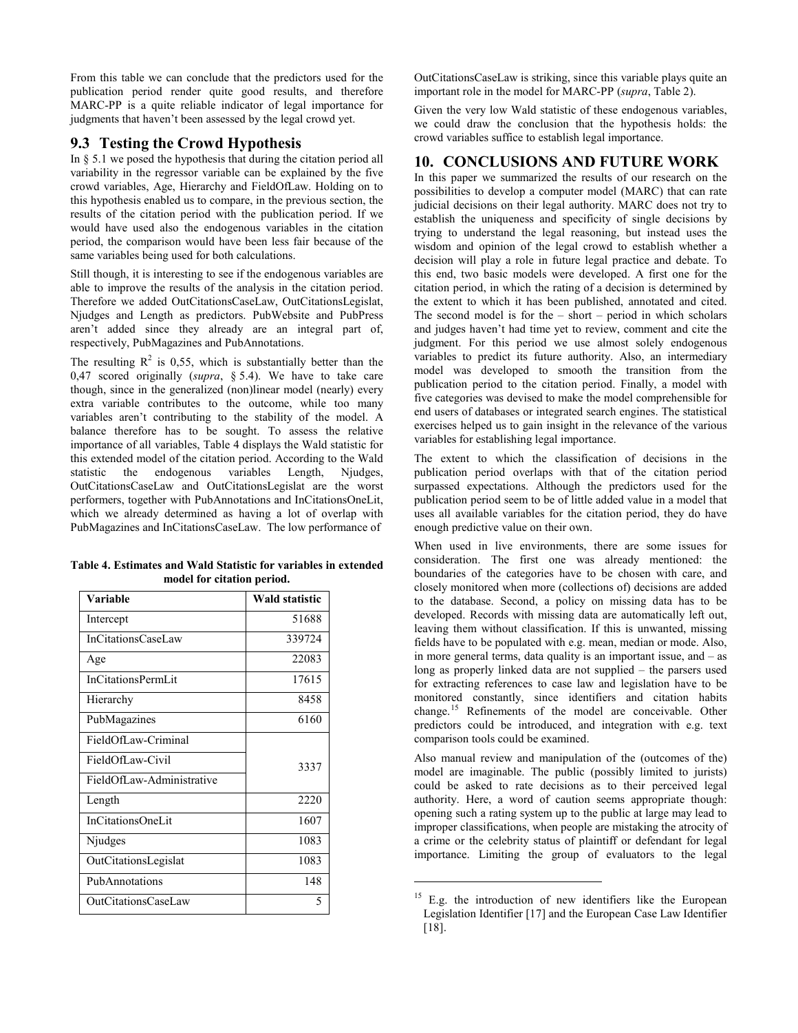From this table we can conclude that the predictors used for the publication period render quite good results, and therefore MARC-PP is a quite reliable indicator of legal importance for judgments that haven't been assessed by the legal crowd yet.

## 9.3 Testing the Crowd Hypothesis

In § 5.1 we posed the hypothesis that during the citation period all variability in the regressor variable can be explained by the five crowd variables, Age, Hierarchy and FieldOfLaw. Holding on to this hypothesis enabled us to compare, in the previous section, the results of the citation period with the publication period. If we would have used also the endogenous variables in the citation period, the comparison would have been less fair because of the same variables being used for both calculations.

Still though, it is interesting to see if the endogenous variables are able to improve the results of the analysis in the citation period. Therefore we added OutCitationsCaseLaw, OutCitationsLegislat, Njudges and Length as predictors. PubWebsite and PubPress aren't added since they already are an integral part of, respectively, PubMagazines and PubAnnotations.

The resulting $R^2$ is 0,55, which is substantially better than the 0,47 scored originally (*supra*, § 5.4). We have to take care though, since in the generalized (non)linear model (nearly) every extra variable contributes to the outcome, while too many variables aren't contributing to the stability of the model. A balance therefore has to be sought. To assess the relative importance of all variables, Table 4 displays the Wald statistic for this extended model of the citation period. According to the Wald statistic the endogenous variables Length, Njudges, OutCitationsCaseLaw and OutCitationsLegislat are the worst performers, together with PubAnnotations and InCitationsOneLit, which we already determined as having a lot of overlap with PubMagazines and InCitationsCaseLaw. The low performance of OutCitationsCaseLaw is striking, since this variable plays quite an important role in the model for MARC-PP (*supra*, Table 2).

**Table 4. Estimates and Wald Statistic for variables in extended model for citation period.**

| Variable | Wald statistic |
|---|---|
| Intercept | 51688 |
| InCitationsCaseLaw | 339724 |
| Age | 22083 |
| InCitationsPermLit | 17615 |
| Hierarchy | 8458 |
| PubMagazines | 6160 |
| FieldOfLaw-Criminal | 3337 |
| FieldOfLaw-Civil | |
| FieldOfLaw-Administrative | |
| Length | 2220 |
| InCitationsOneLit | 1607 |
| Njudges | 1083 |
| OutCitationsLegislat | 1083 |
| PubAnnotations | 148 |
| OutCitationsCaseLaw | 5 |

Given the very low Wald statistic of these endogenous variables, we could draw the conclusion that the hypothesis holds: the crowd variables suffice to establish legal importance.

# 10. CONCLUSIONS AND FUTURE WORK

In this paper we summarized the results of our research on the possibilities to develop a computer model (MARC) that can rate judicial decisions on their legal authority. MARC does not try to establish the uniqueness and specificity of single decisions by trying to understand the legal reasoning, but instead uses the wisdom and opinion of the legal crowd to establish whether a decision will play a role in future legal practice and debate. To this end, two basic models were developed. A first one for the citation period, in which the rating of a decision is determined by the extent to which it has been published, annotated and cited. The second model is for the – short – period in which scholars and judges haven't had time yet to review, comment and cite the judgment. For this period we use almost solely endogenous variables to predict its future authority. Also, an intermediary model was developed to smooth the transition from the publication period to the citation period. Finally, a model with five categories was devised to make the model comprehensible for end users of databases or integrated search engines. The statistical exercises helped us to gain insight in the relevance of the various variables for establishing legal importance.

The extent to which the classification of decisions in the publication period overlaps with that of the citation period surpassed expectations. Although the predictors used for the publication period seem to be of little added value in a model that uses all available variables for the citation period, they do have enough predictive value on their own.

When used in live environments, there are some issues for consideration. The first one was already mentioned: the boundaries of the categories have to be chosen with care, and closely monitored when more (collections of) decisions are added to the database. Second, a policy on missing data has to be developed. Records with missing data are automatically left out, leaving them without classification. If this is unwanted, missing fields have to be populated with e.g. mean, median or mode. Also, in more general terms, data quality is an important issue, and – as long as properly linked data are not supplied – the parsers used for extracting references to case law and legislation have to be monitored constantly, since identifiers and citation habits change.[15] Refinements of the model are conceivable. Other predictors could be introduced, and integration with e.g. text comparison tools could be examined.

Also manual review and manipulation of the (outcomes of the) model are imaginable. The public (possibly limited to jurists) could be asked to rate decisions as to their perceived legal authority. Here, a word of caution seems appropriate though: opening such a rating system up to the public at large may lead to improper classifications, when people are mistaking the atrocity of a crime or the celebrity status of plaintiff or defendant for legal importance. Limiting the group of evaluators to the legal

[15] E.g. the introduction of new identifiers like the European Legislation Identifier [17] and the European Case Law Identifier [18].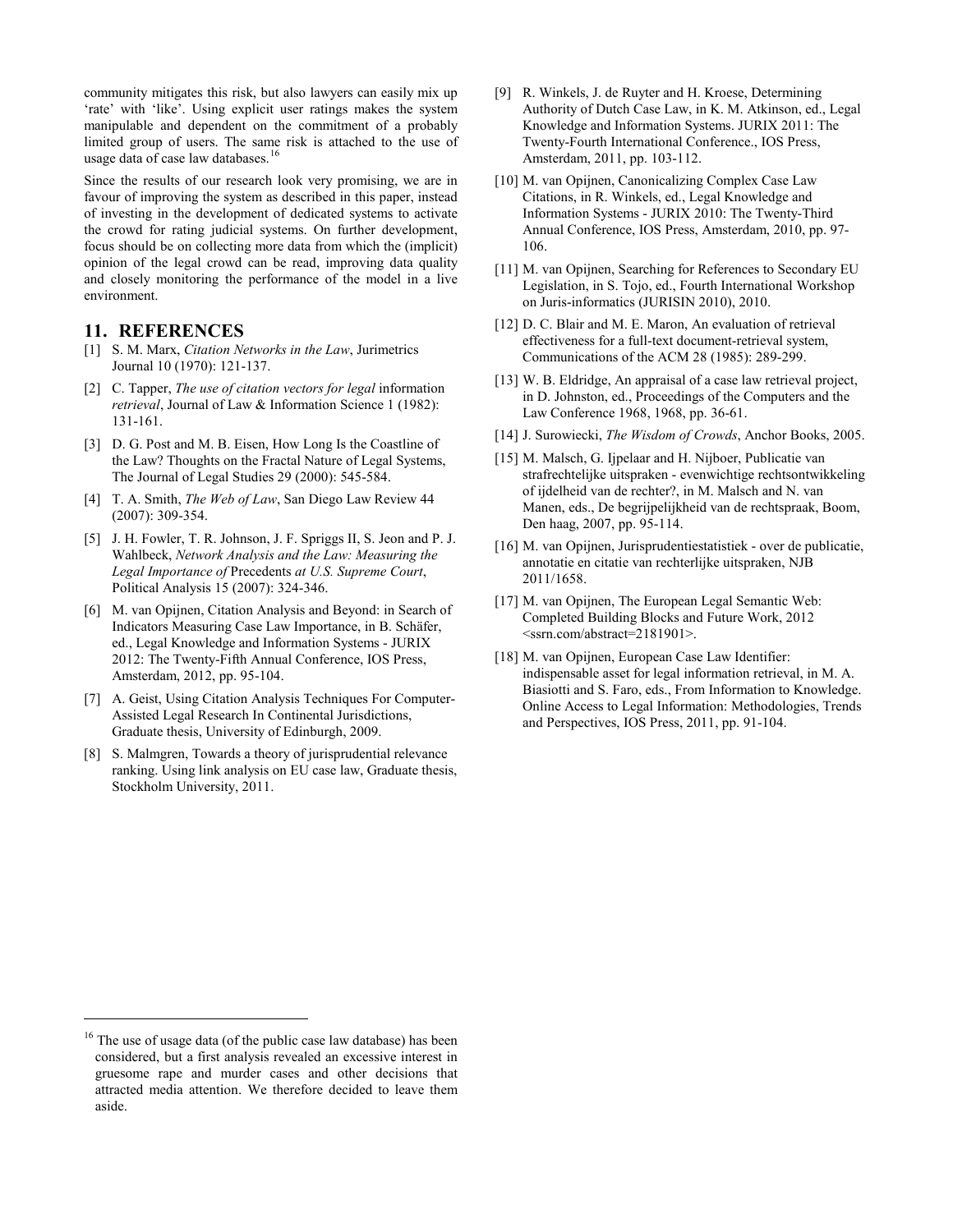community mitigates this risk, but also lawyers can easily mix up 'rate' with 'like'. Using explicit user ratings makes the system manipulable and dependent on the commitment of a probably limited group of users. The same risk is attached to the use of usage data of case law databases.[16]

Since the results of our research look very promising, we are in favour of improving the system as described in this paper, instead of investing in the development of dedicated systems to activate the crowd for rating judicial systems. On further development, focus should be on collecting more data from which the (implicit) opinion of the legal crowd can be read, improving data quality and closely monitoring the performance of the model in a live environment.

## 11. REFERENCES

[1] S. M. Marx, *Citation Networks in the Law*, Jurimetrics Journal 10 (1970): 121-137.

[2] C. Tapper, *The use of citation vectors for legal* information *retrieval*, Journal of Law & Information Science 1 (1982): 131-161.

[3] D. G. Post and M. B. Eisen, How Long Is the Coastline of the Law? Thoughts on the Fractal Nature of Legal Systems, The Journal of Legal Studies 29 (2000): 545-584.

[4] T. A. Smith, *The Web of Law*, San Diego Law Review 44 (2007): 309-354.

[5] J. H. Fowler, T. R. Johnson, J. F. Spriggs II, S. Jeon and P. J. Wahlbeck, *Network Analysis and the Law: Measuring the Legal Importance of* Precedents *at U.S. Supreme Court*, Political Analysis 15 (2007): 324-346.

[6] M. van Opijnen, Citation Analysis and Beyond: in Search of Indicators Measuring Case Law Importance, in B. Schäfer, ed., Legal Knowledge and Information Systems - JURIX 2012: The Twenty-Fifth Annual Conference, IOS Press, Amsterdam, 2012, pp. 95-104.

[7] A. Geist, Using Citation Analysis Techniques For Computer-Assisted Legal Research In Continental Jurisdictions, Graduate thesis, University of Edinburgh, 2009.

[8] S. Malmgren, Towards a theory of jurisprudential relevance ranking. Using link analysis on EU case law, Graduate thesis, Stockholm University, 2011.

[9] R. Winkels, J. de Ruyter and H. Kroese, Determining Authority of Dutch Case Law, in K. M. Atkinson, ed., Legal Knowledge and Information Systems. JURIX 2011: The Twenty-Fourth International Conference., IOS Press, Amsterdam, 2011, pp. 103-112.

[10] M. van Opijnen, Canonicalizing Complex Case Law Citations, in R. Winkels, ed., Legal Knowledge and Information Systems - JURIX 2010: The Twenty-Third Annual Conference, IOS Press, Amsterdam, 2010, pp. 97-106.

[11] M. van Opijnen, Searching for References to Secondary EU Legislation, in S. Tojo, ed., Fourth International Workshop on Juris-informatics (JURISIN 2010), 2010.

[12] D. C. Blair and M. E. Maron, An evaluation of retrieval effectiveness for a full-text document-retrieval system, Communications of the ACM 28 (1985): 289-299.

[13] W. B. Eldridge, An appraisal of a case law retrieval project, in D. Johnston, ed., Proceedings of the Computers and the Law Conference 1968, 1968, pp. 36-61.

[14] J. Surowiecki, *The Wisdom of Crowds*, Anchor Books, 2005.

[15] M. Malsch, G. Ijpelaar and H. Nijboer, Publicatie van strafrechtelijke uitspraken - evenwichtige rechtsontwikkeling of ijdelheid van de rechter?, in M. Malsch and N. van Manen, eds., De begrijpelijkheid van de rechtspraak, Boom, Den haag, 2007, pp. 95-114.

[16] M. van Opijnen, Jurisprudentiestatistiek - over de publicatie, annotatie en citatie van rechterlijke uitspraken, NJB 2011/1658.

[17] M. van Opijnen, The European Legal Semantic Web: Completed Building Blocks and Future Work, 2012 <ssrn.com/abstract=2181901>.

[18] M. van Opijnen, European Case Law Identifier: indispensable asset for legal information retrieval, in M. A. Biasiotti and S. Faro, eds., From Information to Knowledge. Online Access to Legal Information: Methodologies, Trends and Perspectives, IOS Press, 2011, pp. 91-104.

---

[16] The use of usage data (of the public case law database) has been considered, but a first analysis revealed an excessive interest in gruesome rape and murder cases and other decisions that attracted media attention. We therefore decided to leave them aside.